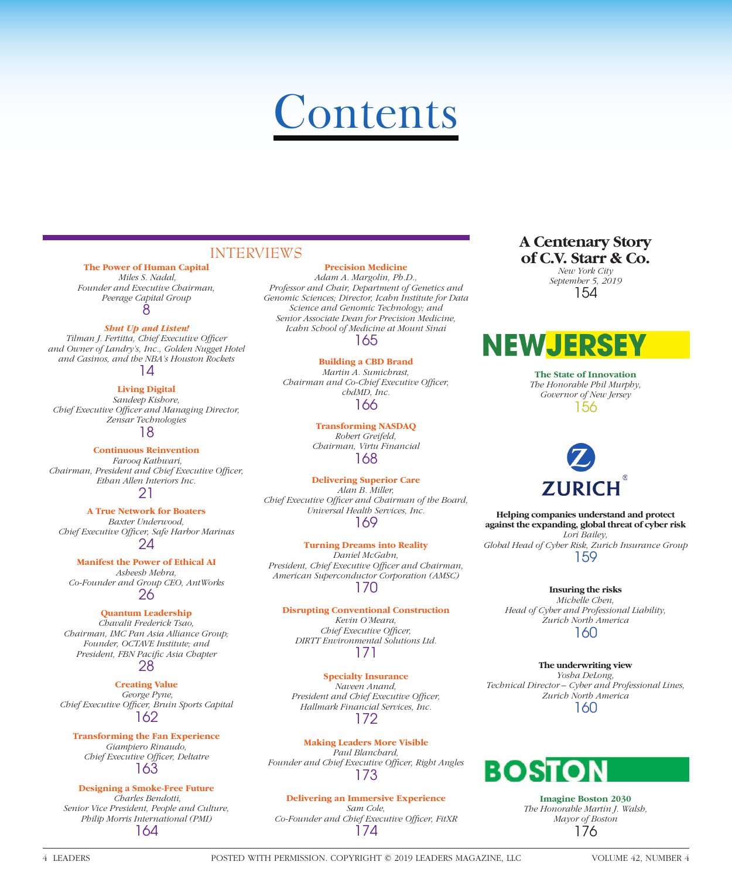# Contents

## INTERVIEWS

**The Power of Human Capital**
*Miles S. Nadal, Founder and Executive Chairman, Peerage Capital Group*
8

***Shut Up and Listen!***
*Tilman J. Fertitta, Chief Executive Officer and Owner of Landry's, Inc., Golden Nugget Hotel and Casinos, and the NBA's Houston Rockets*
14

**Living Digital**
*Sandeep Kishore, Chief Executive Officer and Managing Director, Zensar Technologies*
18

**Continuous Reinvention**
*Farooq Kathwari, Chairman, President and Chief Executive Officer, Ethan Allen Interiors Inc.*
21

**A True Network for Boaters**
*Baxter Underwood, Chief Executive Officer, Safe Harbor Marinas*
24

**Manifest the Power of Ethical AI**
*Asheesh Mehra, Co-Founder and Group CEO, AntWorks*
26

**Quantum Leadership**
*Chavalit Frederick Tsao, Chairman, IMC Pan Asia Alliance Group; Founder, OCTAVE Institute; and President, FBN Pacific Asia Chapter*
28

**Creating Value**
*George Pyne, Chief Executive Officer, Bruin Sports Capital*
162

**Transforming the Fan Experience**
*Giampiero Rinaudo, Chief Executive Officer, Deltatre*
163

**Designing a Smoke-Free Future**
*Charles Bendotti, Senior Vice President, People and Culture, Philip Morris International (PMI)*
164

**Precision Medicine**
*Adam A. Margolin, Ph.D., Professor and Chair, Department of Genetics and Genomic Sciences; Director, Icahn Institute for Data Science and Genomic Technology; and Senior Associate Dean for Precision Medicine, Icahn School of Medicine at Mount Sinai*
165

**Building a CBD Brand**
*Martin A. Sumichrast, Chairman and Co-Chief Executive Officer, cbdMD, Inc.*
166

**Transforming NASDAQ**
*Robert Greifeld, Chairman, Virtu Financial*
168

**Delivering Superior Care**
*Alan B. Miller, Chief Executive Officer and Chairman of the Board, Universal Health Services, Inc.*
169

**Turning Dreams into Reality**
*Daniel McGahn, President, Chief Executive Officer and Chairman, American Superconductor Corporation (AMSC)*
170

**Disrupting Conventional Construction**
*Kevin O'Meara, Chief Executive Officer, DIRTT Environmental Solutions Ltd.*
171

**Specialty Insurance**
*Naveen Anand, President and Chief Executive Officer, Hallmark Financial Services, Inc.*
172

**Making Leaders More Visible**
*Paul Blanchard, Founder and Chief Executive Officer, Right Angles*
173

**Delivering an Immersive Experience**
*Sam Cole, Co-Founder and Chief Executive Officer, FitXR*
174

## A Centenary Story of C.V. Starr & Co.

*New York City*
*September 5, 2019*
154

## NEW JERSEY

**The State of Innovation**
*The Honorable Phil Murphy, Governor of New Jersey*
156

## ZURICH

**Helping companies understand and protect against the expanding, global threat of cyber risk**
*Lori Bailey, Global Head of Cyber Risk, Zurich Insurance Group*
159

**Insuring the risks**
*Michelle Chen, Head of Cyber and Professional Liability, Zurich North America*
160

**The underwriting view**
*Yosha DeLong, Technical Director – Cyber and Professional Lines, Zurich North America*
160

## BOSTON

**Imagine Boston 2030**
*The Honorable Martin J. Walsh, Mayor of Boston*
176

POSTED WITH PERMISSION. COPYRIGHT © 2019 LEADERS MAGAZINE, LLC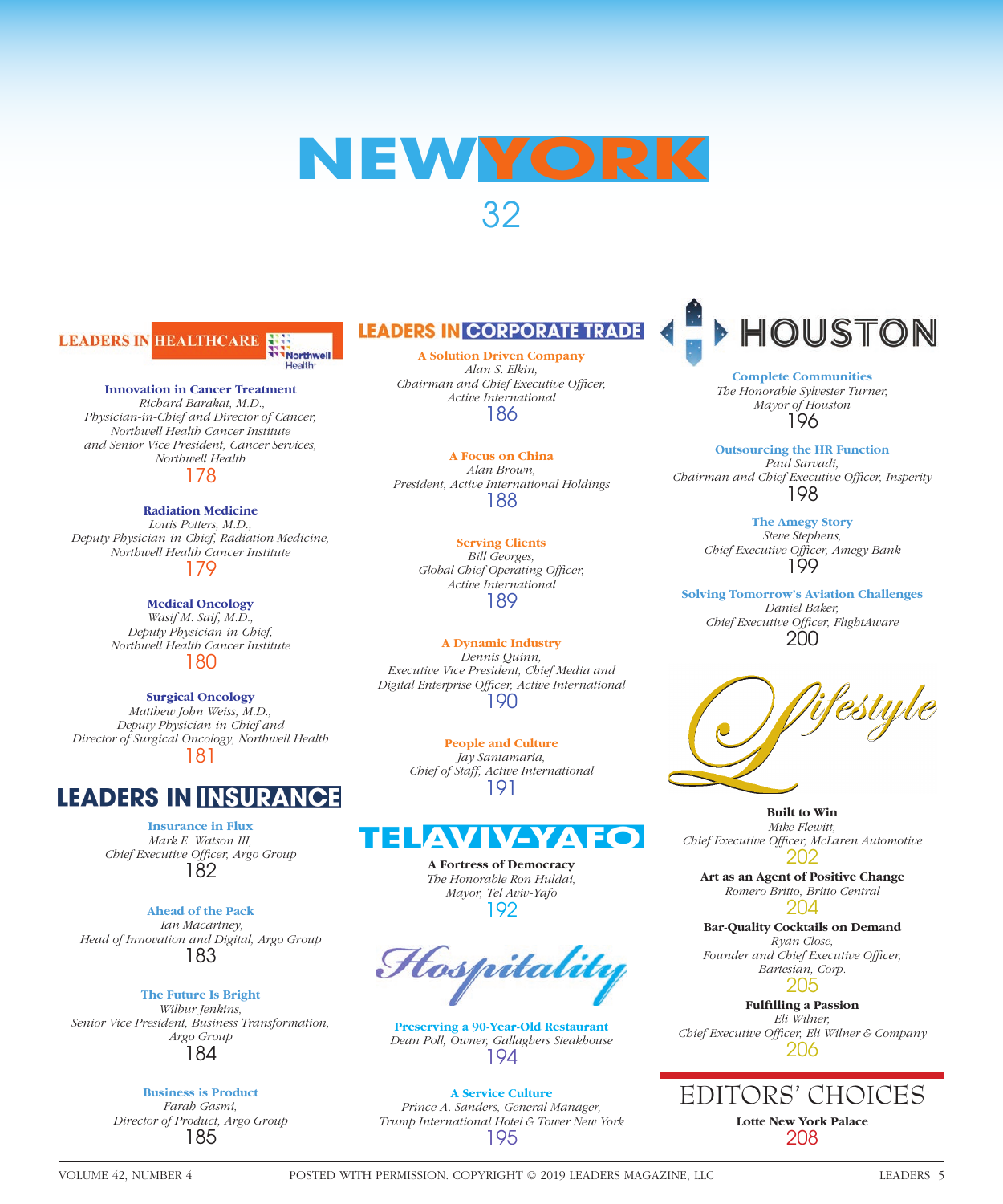# NEW YORK

32

## LEADERS IN HEALTHCARE

Northwell Health

**Innovation in Cancer Treatment**
*Richard Barakat, M.D., Physician-in-Chief and Director of Cancer, Northwell Health Cancer Institute and Senior Vice President, Cancer Services, Northwell Health*
178

**Radiation Medicine**
*Louis Potters, M.D., Deputy Physician-in-Chief, Radiation Medicine, Northwell Health Cancer Institute*
179

**Medical Oncology**
*Wasif M. Saif, M.D., Deputy Physician-in-Chief, Northwell Health Cancer Institute*
180

**Surgical Oncology**
*Matthew John Weiss, M.D., Deputy Physician-in-Chief and Director of Surgical Oncology, Northwell Health*
181

## LEADERS IN INSURANCE

**Insurance in Flux**
*Mark E. Watson III, Chief Executive Officer, Argo Group*
182

**Ahead of the Pack**
*Ian Macartney, Head of Innovation and Digital, Argo Group*
183

**The Future Is Bright**
*Wilbur Jenkins, Senior Vice President, Business Transformation, Argo Group*
184

**Business is Product**
*Farah Gasmi, Director of Product, Argo Group*
185

## LEADERS IN CORPORATE TRADE

**A Solution Driven Company**
*Alan S. Elkin, Chairman and Chief Executive Officer, Active International*
186

**A Focus on China**
*Alan Brown, President, Active International Holdings*
188

**Serving Clients**
*Bill Georges, Global Chief Operating Officer, Active International*
189

**A Dynamic Industry**
*Dennis Quinn, Executive Vice President, Chief Media and Digital Enterprise Officer, Active International*
190

**People and Culture**
*Jay Santamaria, Chief of Staff, Active International*
191

## TEL AVIV-YAFO

**A Fortress of Democracy**
*The Honorable Ron Huldai, Mayor, Tel Aviv-Yafo*
192

## Hospitality

**Preserving a 90-Year-Old Restaurant**
*Dean Poll, Owner, Gallaghers Steakhouse*
194

**A Service Culture**
*Prince A. Sanders, General Manager, Trump International Hotel & Tower New York*
195

## HOUSTON

**Complete Communities**
*The Honorable Sylvester Turner, Mayor of Houston*
196

**Outsourcing the HR Function**
*Paul Sarvadi, Chairman and Chief Executive Officer, Insperity*
198

**The Amegy Story**
*Steve Stephens, Chief Executive Officer, Amegy Bank*
199

**Solving Tomorrow's Aviation Challenges**
*Daniel Baker, Chief Executive Officer, FlightAware*
200

## Lifestyle

**Built to Win**
*Mike Flewitt, Chief Executive Officer, McLaren Automotive*
202

**Art as an Agent of Positive Change**
*Romero Britto, Britto Central*
204

**Bar-Quality Cocktails on Demand**
*Ryan Close, Founder and Chief Executive Officer, Bartesian, Corp.*
205

**Fulfilling a Passion**
*Eli Wilner, Chief Executive Officer, Eli Wilner & Company*
206

## EDITORS' CHOICES

**Lotte New York Palace**
208

POSTED WITH PERMISSION. COPYRIGHT © 2019 LEADERS MAGAZINE, LLC